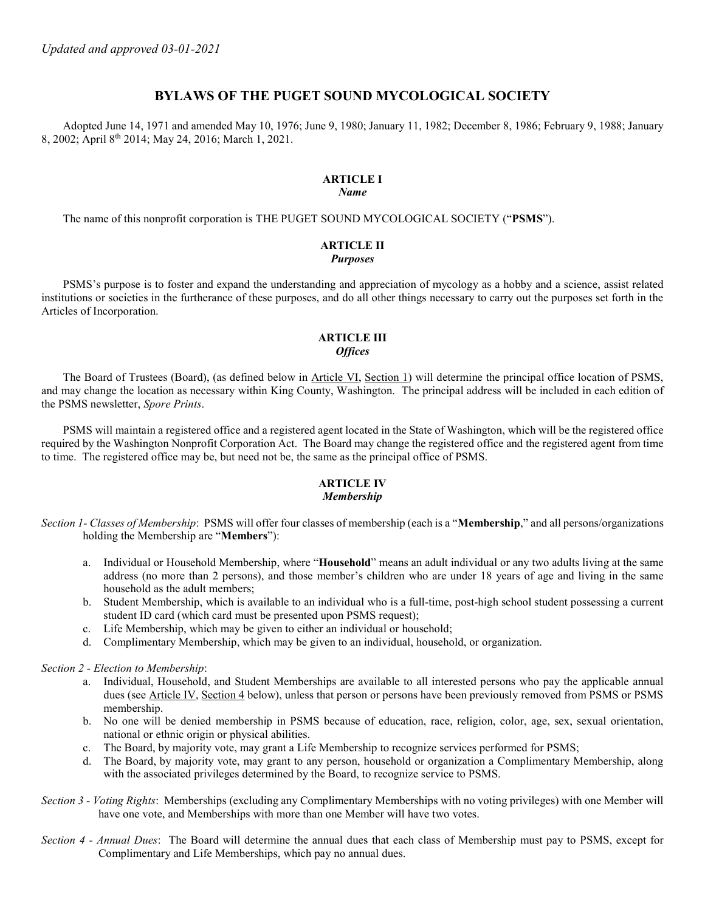*Updated and approved 03-01-2021*

# BYLAWS OF THE PUGET SOUND MYCOLOGICAL SOCIETY

Adopted June 14, 1971 and amended May 10, 1976; June 9, 1980; January 11, 1982; December 8, 1986; February 9, 1988; January 8, 2002; April 8th 2014; May 24, 2016; March 1, 2021.

## ARTICLE I
### *Name*

The name of this nonprofit corporation is THE PUGET SOUND MYCOLOGICAL SOCIETY ("**PSMS**").

## ARTICLE II
### *Purposes*

PSMS's purpose is to foster and expand the understanding and appreciation of mycology as a hobby and a science, assist related institutions or societies in the furtherance of these purposes, and do all other things necessary to carry out the purposes set forth in the Articles of Incorporation.

## ARTICLE III
### *Offices*

The Board of Trustees (Board), (as defined below in Article VI, Section 1) will determine the principal office location of PSMS, and may change the location as necessary within King County, Washington. The principal address will be included in each edition of the PSMS newsletter, *Spore Prints*.

PSMS will maintain a registered office and a registered agent located in the State of Washington, which will be the registered office required by the Washington Nonprofit Corporation Act. The Board may change the registered office and the registered agent from time to time. The registered office may be, but need not be, the same as the principal office of PSMS.

## ARTICLE IV
### *Membership*

*Section 1- Classes of Membership*: PSMS will offer four classes of membership (each is a "**Membership**," and all persons/organizations holding the Membership are "**Members**"):

a. Individual or Household Membership, where "**Household**" means an adult individual or any two adults living at the same address (no more than 2 persons), and those member's children who are under 18 years of age and living in the same household as the adult members;
b. Student Membership, which is available to an individual who is a full-time, post-high school student possessing a current student ID card (which card must be presented upon PSMS request);
c. Life Membership, which may be given to either an individual or household;
d. Complimentary Membership, which may be given to an individual, household, or organization.

*Section 2 - Election to Membership*:

a. Individual, Household, and Student Memberships are available to all interested persons who pay the applicable annual dues (see Article IV, Section 4 below), unless that person or persons have been previously removed from PSMS or PSMS membership.
b. No one will be denied membership in PSMS because of education, race, religion, color, age, sex, sexual orientation, national or ethnic origin or physical abilities.
c. The Board, by majority vote, may grant a Life Membership to recognize services performed for PSMS;
d. The Board, by majority vote, may grant to any person, household or organization a Complimentary Membership, along with the associated privileges determined by the Board, to recognize service to PSMS.

*Section 3 - Voting Rights*: Memberships (excluding any Complimentary Memberships with no voting privileges) with one Member will have one vote, and Memberships with more than one Member will have two votes.

*Section 4 - Annual Dues*: The Board will determine the annual dues that each class of Membership must pay to PSMS, except for Complimentary and Life Memberships, which pay no annual dues.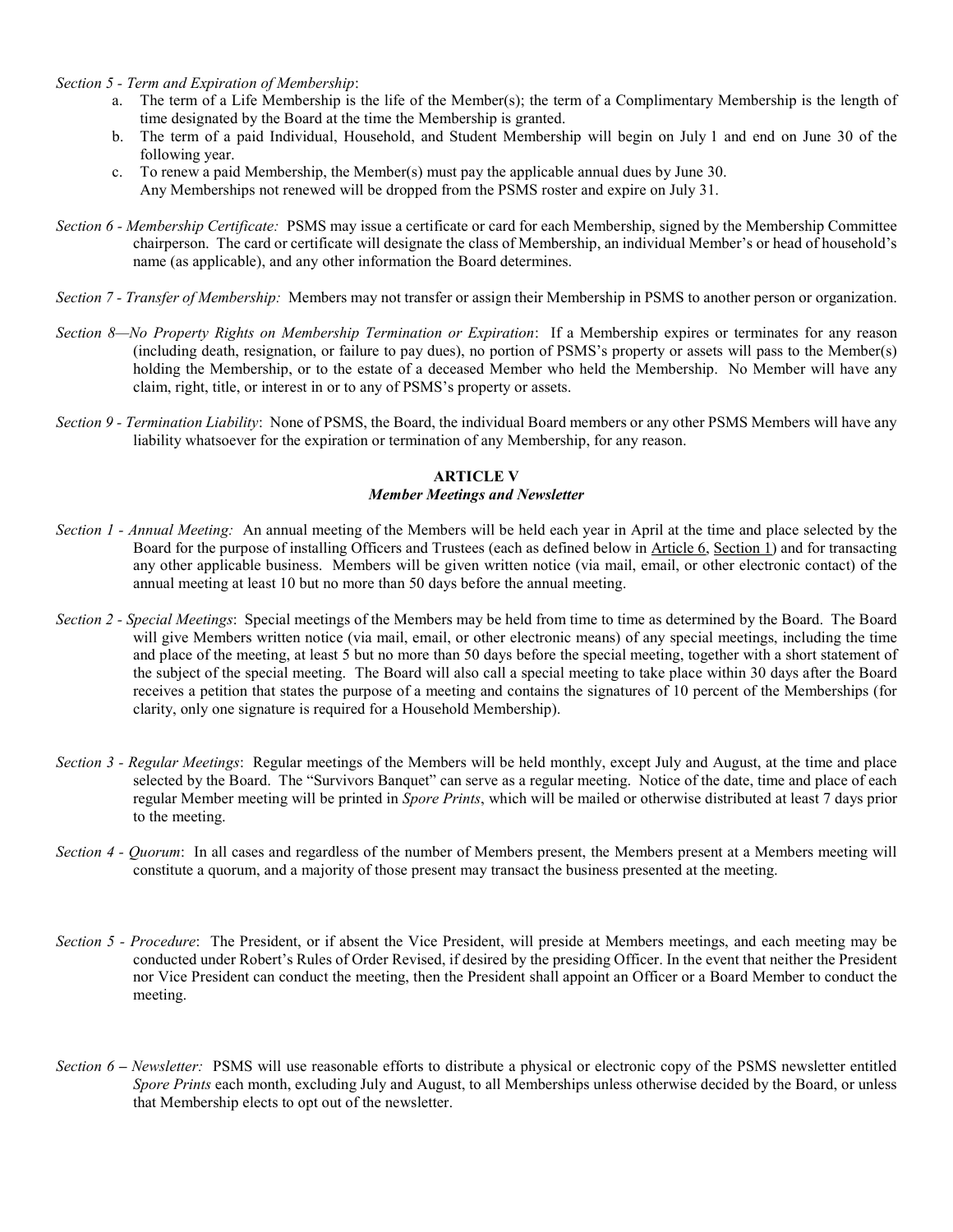*Section 5 - Term and Expiration of Membership*:

a. The term of a Life Membership is the life of the Member(s); the term of a Complimentary Membership is the length of time designated by the Board at the time the Membership is granted.

b. The term of a paid Individual, Household, and Student Membership will begin on July 1 and end on June 30 of the following year.

c. To renew a paid Membership, the Member(s) must pay the applicable annual dues by June 30.
Any Memberships not renewed will be dropped from the PSMS roster and expire on July 31.

*Section 6 - Membership Certificate:* PSMS may issue a certificate or card for each Membership, signed by the Membership Committee chairperson. The card or certificate will designate the class of Membership, an individual Member's or head of household's name (as applicable), and any other information the Board determines.

*Section 7 - Transfer of Membership:* Members may not transfer or assign their Membership in PSMS to another person or organization.

*Section 8—No Property Rights on Membership Termination or Expiration*: If a Membership expires or terminates for any reason (including death, resignation, or failure to pay dues), no portion of PSMS's property or assets will pass to the Member(s) holding the Membership, or to the estate of a deceased Member who held the Membership. No Member will have any claim, right, title, or interest in or to any of PSMS's property or assets.

*Section 9 - Termination Liability*: None of PSMS, the Board, the individual Board members or any other PSMS Members will have any liability whatsoever for the expiration or termination of any Membership, for any reason.

## ARTICLE V
### *Member Meetings and Newsletter*

*Section 1 - Annual Meeting:* An annual meeting of the Members will be held each year in April at the time and place selected by the Board for the purpose of installing Officers and Trustees (each as defined below in Article 6, Section 1) and for transacting any other applicable business. Members will be given written notice (via mail, email, or other electronic contact) of the annual meeting at least 10 but no more than 50 days before the annual meeting.

*Section 2 - Special Meetings*: Special meetings of the Members may be held from time to time as determined by the Board. The Board will give Members written notice (via mail, email, or other electronic means) of any special meetings, including the time and place of the meeting, at least 5 but no more than 50 days before the special meeting, together with a short statement of the subject of the special meeting. The Board will also call a special meeting to take place within 30 days after the Board receives a petition that states the purpose of a meeting and contains the signatures of 10 percent of the Memberships (for clarity, only one signature is required for a Household Membership).

*Section 3 - Regular Meetings*: Regular meetings of the Members will be held monthly, except July and August, at the time and place selected by the Board. The "Survivors Banquet" can serve as a regular meeting. Notice of the date, time and place of each regular Member meeting will be printed in *Spore Prints*, which will be mailed or otherwise distributed at least 7 days prior to the meeting.

*Section 4 - Quorum*: In all cases and regardless of the number of Members present, the Members present at a Members meeting will constitute a quorum, and a majority of those present may transact the business presented at the meeting.

*Section 5 - Procedure*: The President, or if absent the Vice President, will preside at Members meetings, and each meeting may be conducted under Robert's Rules of Order Revised, if desired by the presiding Officer. In the event that neither the President nor Vice President can conduct the meeting, then the President shall appoint an Officer or a Board Member to conduct the meeting.

*Section 6 – Newsletter:* PSMS will use reasonable efforts to distribute a physical or electronic copy of the PSMS newsletter entitled *Spore Prints* each month, excluding July and August, to all Memberships unless otherwise decided by the Board, or unless that Membership elects to opt out of the newsletter.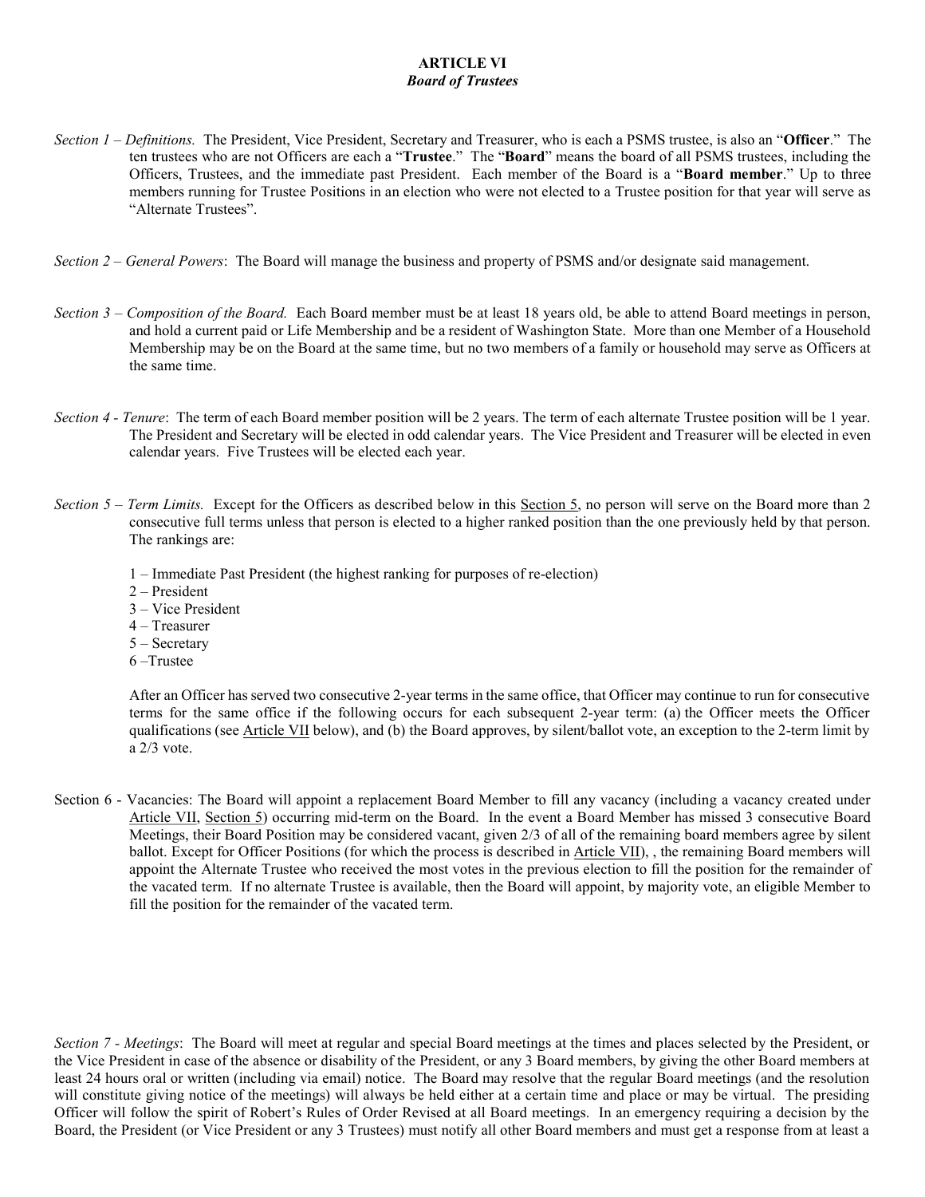## ARTICLE VI
### *Board of Trustees*

*Section 1 – Definitions.* The President, Vice President, Secretary and Treasurer, who is each a PSMS trustee, is also an "**Officer**." The ten trustees who are not Officers are each a "**Trustee**." The "**Board**" means the board of all PSMS trustees, including the Officers, Trustees, and the immediate past President. Each member of the Board is a "**Board member**." Up to three members running for Trustee Positions in an election who were not elected to a Trustee position for that year will serve as "Alternate Trustees".

*Section 2 – General Powers*: The Board will manage the business and property of PSMS and/or designate said management.

*Section 3 – Composition of the Board.* Each Board member must be at least 18 years old, be able to attend Board meetings in person, and hold a current paid or Life Membership and be a resident of Washington State. More than one Member of a Household Membership may be on the Board at the same time, but no two members of a family or household may serve as Officers at the same time.

*Section 4 - Tenure*: The term of each Board member position will be 2 years. The term of each alternate Trustee position will be 1 year. The President and Secretary will be elected in odd calendar years. The Vice President and Treasurer will be elected in even calendar years. Five Trustees will be elected each year.

*Section 5 – Term Limits.* Except for the Officers as described below in this Section 5, no person will serve on the Board more than 2 consecutive full terms unless that person is elected to a higher ranked position than the one previously held by that person. The rankings are:

1 – Immediate Past President (the highest ranking for purposes of re-election)
2 – President
3 – Vice President
4 – Treasurer
5 – Secretary
6 –Trustee

After an Officer has served two consecutive 2-year terms in the same office, that Officer may continue to run for consecutive terms for the same office if the following occurs for each subsequent 2-year term: (a) the Officer meets the Officer qualifications (see Article VII below), and (b) the Board approves, by silent/ballot vote, an exception to the 2-term limit by a 2/3 vote.

Section 6 - Vacancies: The Board will appoint a replacement Board Member to fill any vacancy (including a vacancy created under Article VII, Section 5) occurring mid-term on the Board. In the event a Board Member has missed 3 consecutive Board Meetings, their Board Position may be considered vacant, given 2/3 of all of the remaining board members agree by silent ballot. Except for Officer Positions (for which the process is described in Article VII), , the remaining Board members will appoint the Alternate Trustee who received the most votes in the previous election to fill the position for the remainder of the vacated term. If no alternate Trustee is available, then the Board will appoint, by majority vote, an eligible Member to fill the position for the remainder of the vacated term.

*Section 7 - Meetings*: The Board will meet at regular and special Board meetings at the times and places selected by the President, or the Vice President in case of the absence or disability of the President, or any 3 Board members, by giving the other Board members at least 24 hours oral or written (including via email) notice. The Board may resolve that the regular Board meetings (and the resolution will constitute giving notice of the meetings) will always be held either at a certain time and place or may be virtual. The presiding Officer will follow the spirit of Robert's Rules of Order Revised at all Board meetings. In an emergency requiring a decision by the Board, the President (or Vice President or any 3 Trustees) must notify all other Board members and must get a response from at least a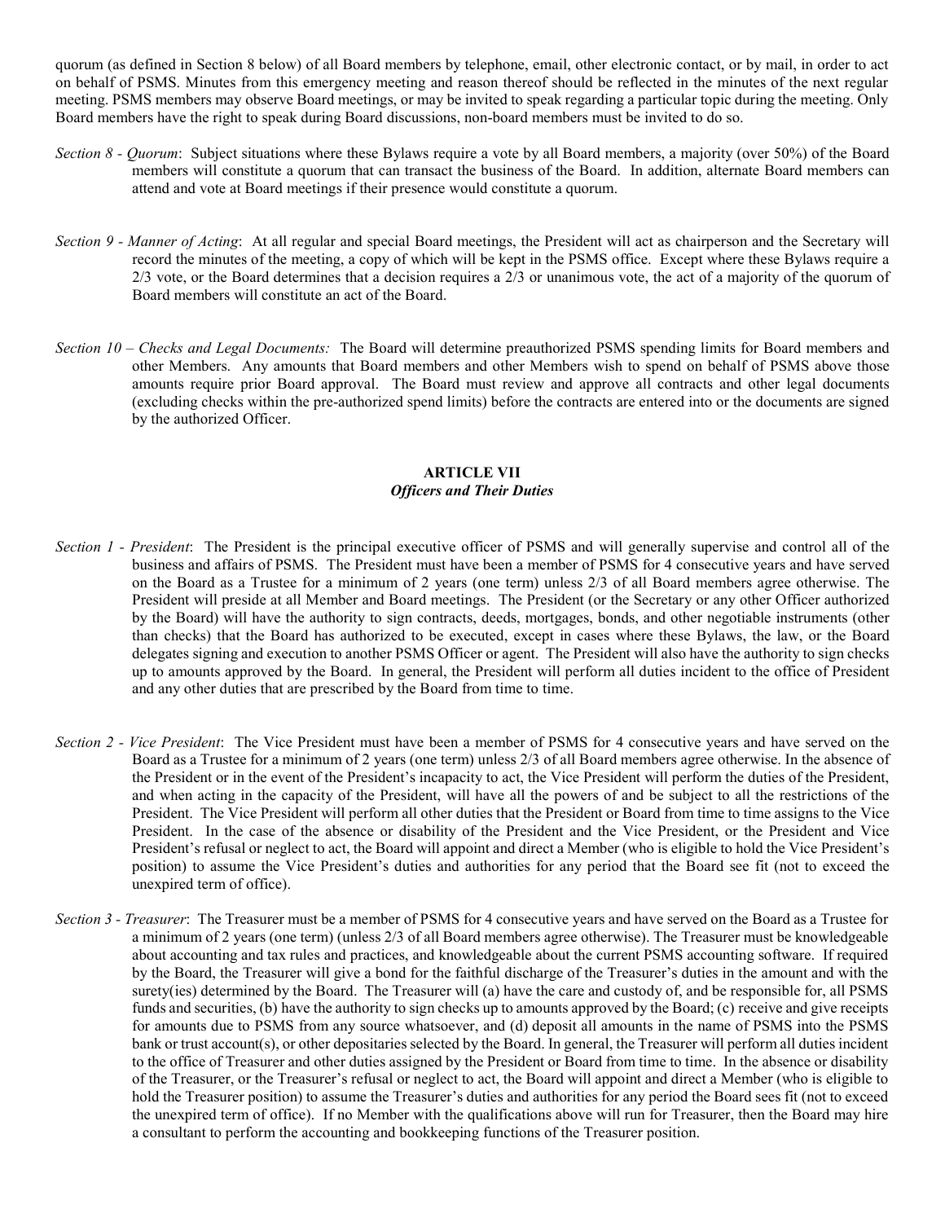quorum (as defined in Section 8 below) of all Board members by telephone, email, other electronic contact, or by mail, in order to act on behalf of PSMS. Minutes from this emergency meeting and reason thereof should be reflected in the minutes of the next regular meeting. PSMS members may observe Board meetings, or may be invited to speak regarding a particular topic during the meeting. Only Board members have the right to speak during Board discussions, non-board members must be invited to do so.

*Section 8 - Quorum*: Subject situations where these Bylaws require a vote by all Board members, a majority (over 50%) of the Board members will constitute a quorum that can transact the business of the Board. In addition, alternate Board members can attend and vote at Board meetings if their presence would constitute a quorum.

*Section 9 - Manner of Acting*: At all regular and special Board meetings, the President will act as chairperson and the Secretary will record the minutes of the meeting, a copy of which will be kept in the PSMS office. Except where these Bylaws require a 2/3 vote, or the Board determines that a decision requires a 2/3 or unanimous vote, the act of a majority of the quorum of Board members will constitute an act of the Board.

*Section 10 – Checks and Legal Documents:* The Board will determine preauthorized PSMS spending limits for Board members and other Members. Any amounts that Board members and other Members wish to spend on behalf of PSMS above those amounts require prior Board approval. The Board must review and approve all contracts and other legal documents (excluding checks within the pre-authorized spend limits) before the contracts are entered into or the documents are signed by the authorized Officer.

## ARTICLE VII
### *Officers and Their Duties*

*Section 1 - President*: The President is the principal executive officer of PSMS and will generally supervise and control all of the business and affairs of PSMS. The President must have been a member of PSMS for 4 consecutive years and have served on the Board as a Trustee for a minimum of 2 years (one term) unless 2/3 of all Board members agree otherwise. The President will preside at all Member and Board meetings. The President (or the Secretary or any other Officer authorized by the Board) will have the authority to sign contracts, deeds, mortgages, bonds, and other negotiable instruments (other than checks) that the Board has authorized to be executed, except in cases where these Bylaws, the law, or the Board delegates signing and execution to another PSMS Officer or agent. The President will also have the authority to sign checks up to amounts approved by the Board. In general, the President will perform all duties incident to the office of President and any other duties that are prescribed by the Board from time to time.

*Section 2 - Vice President*: The Vice President must have been a member of PSMS for 4 consecutive years and have served on the Board as a Trustee for a minimum of 2 years (one term) unless 2/3 of all Board members agree otherwise. In the absence of the President or in the event of the President's incapacity to act, the Vice President will perform the duties of the President, and when acting in the capacity of the President, will have all the powers of and be subject to all the restrictions of the President. The Vice President will perform all other duties that the President or Board from time to time assigns to the Vice President. In the case of the absence or disability of the President and the Vice President, or the President and Vice President's refusal or neglect to act, the Board will appoint and direct a Member (who is eligible to hold the Vice President's position) to assume the Vice President's duties and authorities for any period that the Board see fit (not to exceed the unexpired term of office).

*Section 3 - Treasurer*: The Treasurer must be a member of PSMS for 4 consecutive years and have served on the Board as a Trustee for a minimum of 2 years (one term) (unless 2/3 of all Board members agree otherwise). The Treasurer must be knowledgeable about accounting and tax rules and practices, and knowledgeable about the current PSMS accounting software. If required by the Board, the Treasurer will give a bond for the faithful discharge of the Treasurer's duties in the amount and with the surety(ies) determined by the Board. The Treasurer will (a) have the care and custody of, and be responsible for, all PSMS funds and securities, (b) have the authority to sign checks up to amounts approved by the Board; (c) receive and give receipts for amounts due to PSMS from any source whatsoever, and (d) deposit all amounts in the name of PSMS into the PSMS bank or trust account(s), or other depositaries selected by the Board. In general, the Treasurer will perform all duties incident to the office of Treasurer and other duties assigned by the President or Board from time to time. In the absence or disability of the Treasurer, or the Treasurer's refusal or neglect to act, the Board will appoint and direct a Member (who is eligible to hold the Treasurer position) to assume the Treasurer's duties and authorities for any period the Board sees fit (not to exceed the unexpired term of office). If no Member with the qualifications above will run for Treasurer, then the Board may hire a consultant to perform the accounting and bookkeeping functions of the Treasurer position.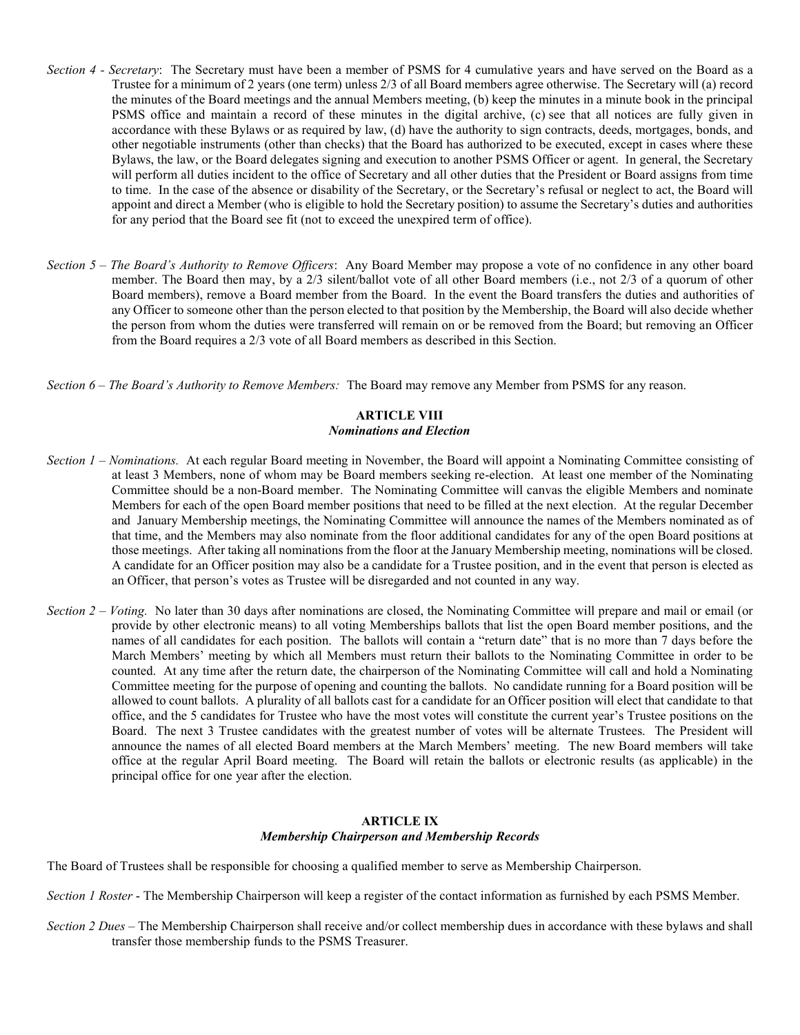*Section 4 - Secretary*: The Secretary must have been a member of PSMS for 4 cumulative years and have served on the Board as a Trustee for a minimum of 2 years (one term) unless 2/3 of all Board members agree otherwise. The Secretary will (a) record the minutes of the Board meetings and the annual Members meeting, (b) keep the minutes in a minute book in the principal PSMS office and maintain a record of these minutes in the digital archive, (c) see that all notices are fully given in accordance with these Bylaws or as required by law, (d) have the authority to sign contracts, deeds, mortgages, bonds, and other negotiable instruments (other than checks) that the Board has authorized to be executed, except in cases where these Bylaws, the law, or the Board delegates signing and execution to another PSMS Officer or agent. In general, the Secretary will perform all duties incident to the office of Secretary and all other duties that the President or Board assigns from time to time. In the case of the absence or disability of the Secretary, or the Secretary's refusal or neglect to act, the Board will appoint and direct a Member (who is eligible to hold the Secretary position) to assume the Secretary's duties and authorities for any period that the Board see fit (not to exceed the unexpired term of office).

*Section 5 – The Board's Authority to Remove Officers*: Any Board Member may propose a vote of no confidence in any other board member. The Board then may, by a 2/3 silent/ballot vote of all other Board members (i.e., not 2/3 of a quorum of other Board members), remove a Board member from the Board. In the event the Board transfers the duties and authorities of any Officer to someone other than the person elected to that position by the Membership, the Board will also decide whether the person from whom the duties were transferred will remain on or be removed from the Board; but removing an Officer from the Board requires a 2/3 vote of all Board members as described in this Section.

*Section 6 – The Board's Authority to Remove Members:* The Board may remove any Member from PSMS for any reason.

## ARTICLE VIII
### *Nominations and Election*

*Section 1 – Nominations.* At each regular Board meeting in November, the Board will appoint a Nominating Committee consisting of at least 3 Members, none of whom may be Board members seeking re-election. At least one member of the Nominating Committee should be a non-Board member. The Nominating Committee will canvas the eligible Members and nominate Members for each of the open Board member positions that need to be filled at the next election. At the regular December and January Membership meetings, the Nominating Committee will announce the names of the Members nominated as of that time, and the Members may also nominate from the floor additional candidates for any of the open Board positions at those meetings. After taking all nominations from the floor at the January Membership meeting, nominations will be closed. A candidate for an Officer position may also be a candidate for a Trustee position, and in the event that person is elected as an Officer, that person's votes as Trustee will be disregarded and not counted in any way.

*Section 2 – Voting.* No later than 30 days after nominations are closed, the Nominating Committee will prepare and mail or email (or provide by other electronic means) to all voting Memberships ballots that list the open Board member positions, and the names of all candidates for each position. The ballots will contain a "return date" that is no more than 7 days before the March Members' meeting by which all Members must return their ballots to the Nominating Committee in order to be counted. At any time after the return date, the chairperson of the Nominating Committee will call and hold a Nominating Committee meeting for the purpose of opening and counting the ballots. No candidate running for a Board position will be allowed to count ballots. A plurality of all ballots cast for a candidate for an Officer position will elect that candidate to that office, and the 5 candidates for Trustee who have the most votes will constitute the current year's Trustee positions on the Board. The next 3 Trustee candidates with the greatest number of votes will be alternate Trustees. The President will announce the names of all elected Board members at the March Members' meeting. The new Board members will take office at the regular April Board meeting. The Board will retain the ballots or electronic results (as applicable) in the principal office for one year after the election.

## ARTICLE IX
### *Membership Chairperson and Membership Records*

The Board of Trustees shall be responsible for choosing a qualified member to serve as Membership Chairperson.

*Section 1 Roster* - The Membership Chairperson will keep a register of the contact information as furnished by each PSMS Member.

*Section 2 Dues* – The Membership Chairperson shall receive and/or collect membership dues in accordance with these bylaws and shall transfer those membership funds to the PSMS Treasurer.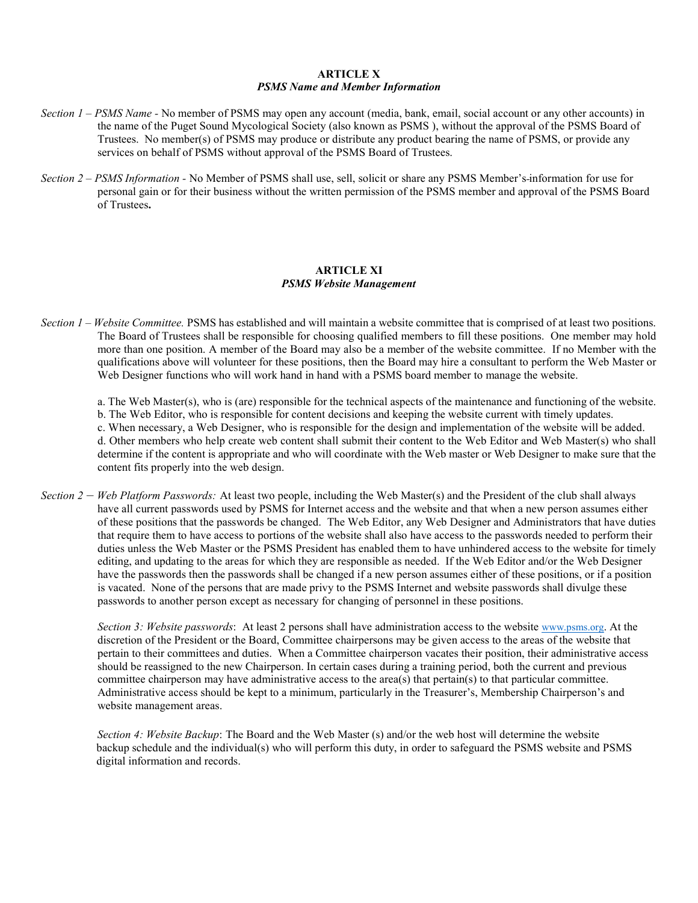## ARTICLE X
### *PSMS Name and Member Information*

*Section 1 – PSMS Name* - No member of PSMS may open any account (media, bank, email, social account or any other accounts) in the name of the Puget Sound Mycological Society (also known as PSMS ), without the approval of the PSMS Board of Trustees. No member(s) of PSMS may produce or distribute any product bearing the name of PSMS, or provide any services on behalf of PSMS without approval of the PSMS Board of Trustees.

*Section 2 – PSMS Information* - No Member of PSMS shall use, sell, solicit or share any PSMS Member's information for use for personal gain or for their business without the written permission of the PSMS member and approval of the PSMS Board of Trustees**.**

## ARTICLE XI
### *PSMS Website Management*

*Section 1 – Website Committee.* PSMS has established and will maintain a website committee that is comprised of at least two positions. The Board of Trustees shall be responsible for choosing qualified members to fill these positions. One member may hold more than one position. A member of the Board may also be a member of the website committee. If no Member with the qualifications above will volunteer for these positions, then the Board may hire a consultant to perform the Web Master or Web Designer functions who will work hand in hand with a PSMS board member to manage the website.

a. The Web Master(s), who is (are) responsible for the technical aspects of the maintenance and functioning of the website.
b. The Web Editor, who is responsible for content decisions and keeping the website current with timely updates.
c. When necessary, a Web Designer, who is responsible for the design and implementation of the website will be added.
d. Other members who help create web content shall submit their content to the Web Editor and Web Master(s) who shall determine if the content is appropriate and who will coordinate with the Web master or Web Designer to make sure that the content fits properly into the web design.

*Section 2 – Web Platform Passwords:* At least two people, including the Web Master(s) and the President of the club shall always have all current passwords used by PSMS for Internet access and the website and that when a new person assumes either of these positions that the passwords be changed. The Web Editor, any Web Designer and Administrators that have duties that require them to have access to portions of the website shall also have access to the passwords needed to perform their duties unless the Web Master or the PSMS President has enabled them to have unhindered access to the website for timely editing, and updating to the areas for which they are responsible as needed. If the Web Editor and/or the Web Designer have the passwords then the passwords shall be changed if a new person assumes either of these positions, or if a position is vacated. None of the persons that are made privy to the PSMS Internet and website passwords shall divulge these passwords to another person except as necessary for changing of personnel in these positions.

*Section 3: Website passwords*: At least 2 persons shall have administration access to the website www.psms.org. At the discretion of the President or the Board, Committee chairpersons may be given access to the areas of the website that pertain to their committees and duties. When a Committee chairperson vacates their position, their administrative access should be reassigned to the new Chairperson. In certain cases during a training period, both the current and previous committee chairperson may have administrative access to the area(s) that pertain(s) to that particular committee. Administrative access should be kept to a minimum, particularly in the Treasurer's, Membership Chairperson's and website management areas.

*Section 4: Website Backup*: The Board and the Web Master (s) and/or the web host will determine the website backup schedule and the individual(s) who will perform this duty, in order to safeguard the PSMS website and PSMS digital information and records.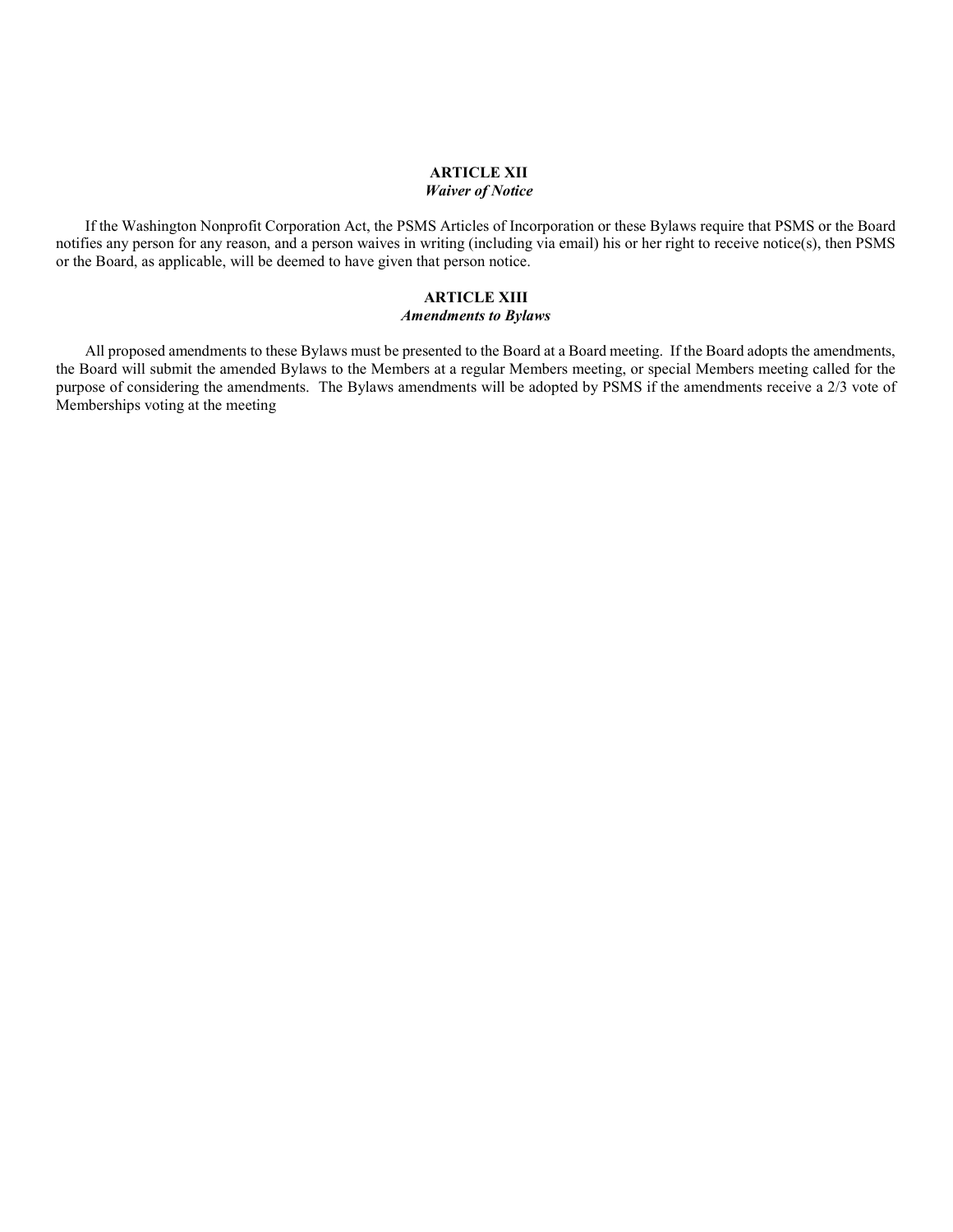## ARTICLE XII
### *Waiver of Notice*

If the Washington Nonprofit Corporation Act, the PSMS Articles of Incorporation or these Bylaws require that PSMS or the Board notifies any person for any reason, and a person waives in writing (including via email) his or her right to receive notice(s), then PSMS or the Board, as applicable, will be deemed to have given that person notice.

## ARTICLE XIII
### *Amendments to Bylaws*

All proposed amendments to these Bylaws must be presented to the Board at a Board meeting. If the Board adopts the amendments, the Board will submit the amended Bylaws to the Members at a regular Members meeting, or special Members meeting called for the purpose of considering the amendments. The Bylaws amendments will be adopted by PSMS if the amendments receive a 2/3 vote of Memberships voting at the meeting